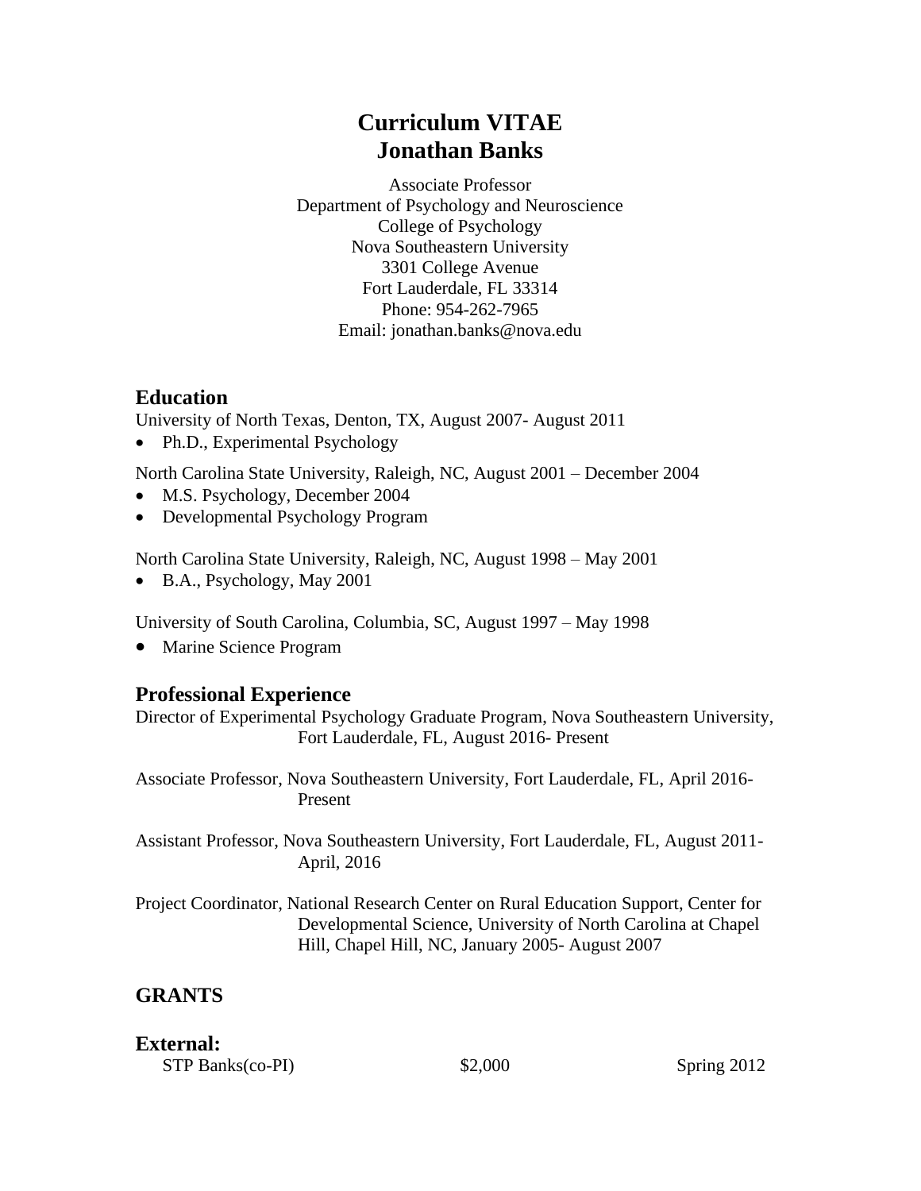# Curriculum VITAE
# Jonathan Banks

Associate Professor
Department of Psychology and Neuroscience
College of Psychology
Nova Southeastern University
3301 College Avenue
Fort Lauderdale, FL 33314
Phone: 954-262-7965
Email: jonathan.banks@nova.edu

## Education

University of North Texas, Denton, TX, August 2007- August 2011

- Ph.D., Experimental Psychology

North Carolina State University, Raleigh, NC, August 2001 – December 2004

- M.S. Psychology, December 2004
- Developmental Psychology Program

North Carolina State University, Raleigh, NC, August 1998 – May 2001

- B.A., Psychology, May 2001

University of South Carolina, Columbia, SC, August 1997 – May 1998

- Marine Science Program

## Professional Experience

Director of Experimental Psychology Graduate Program, Nova Southeastern University, Fort Lauderdale, FL, August 2016- Present

Associate Professor, Nova Southeastern University, Fort Lauderdale, FL, April 2016- Present

Assistant Professor, Nova Southeastern University, Fort Lauderdale, FL, August 2011- April, 2016

Project Coordinator, National Research Center on Rural Education Support, Center for Developmental Science, University of North Carolina at Chapel Hill, Chapel Hill, NC, January 2005- August 2007

## GRANTS

### External:

| | | |
|---|---|---|
| STP Banks(co-PI) | $2,000 | Spring 2012 |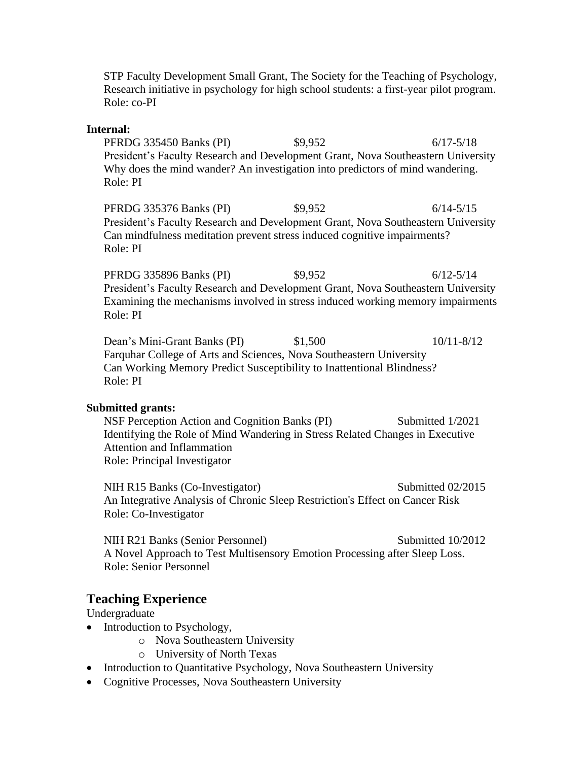STP Faculty Development Small Grant, The Society for the Teaching of Psychology, Research initiative in psychology for high school students: a first-year pilot program. Role: co-PI

**Internal:**

PFRDG 335450 Banks (PI) $9,952 6/17-5/18
President's Faculty Research and Development Grant, Nova Southeastern University
Why does the mind wander? An investigation into predictors of mind wandering.
Role: PI

PFRDG 335376 Banks (PI) $9,952 6/14-5/15
President's Faculty Research and Development Grant, Nova Southeastern University
Can mindfulness meditation prevent stress induced cognitive impairments?
Role: PI

PFRDG 335896 Banks (PI) $9,952 6/12-5/14
President's Faculty Research and Development Grant, Nova Southeastern University
Examining the mechanisms involved in stress induced working memory impairments
Role: PI

Dean's Mini-Grant Banks (PI) $1,500 10/11-8/12
Farquhar College of Arts and Sciences, Nova Southeastern University
Can Working Memory Predict Susceptibility to Inattentional Blindness?
Role: PI

**Submitted grants:**

NSF Perception Action and Cognition Banks (PI) Submitted 1/2021
Identifying the Role of Mind Wandering in Stress Related Changes in Executive Attention and Inflammation
Role: Principal Investigator

NIH R15 Banks (Co-Investigator) Submitted 02/2015
An Integrative Analysis of Chronic Sleep Restriction's Effect on Cancer Risk
Role: Co-Investigator

NIH R21 Banks (Senior Personnel) Submitted 10/2012
A Novel Approach to Test Multisensory Emotion Processing after Sleep Loss.
Role: Senior Personnel

## Teaching Experience

Undergraduate

- Introduction to Psychology,
  - Nova Southeastern University
  - University of North Texas
- Introduction to Quantitative Psychology, Nova Southeastern University
- Cognitive Processes, Nova Southeastern University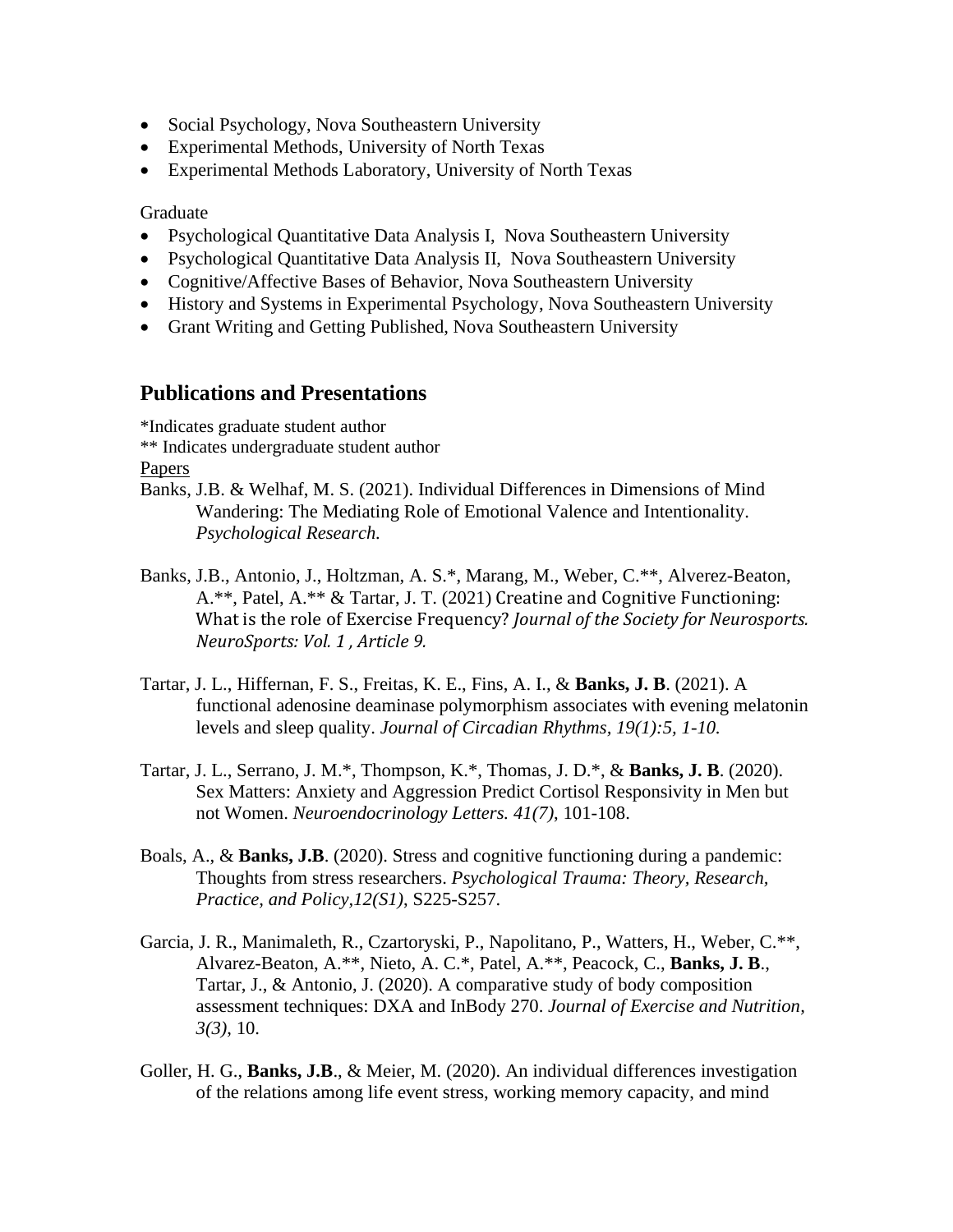- Social Psychology, Nova Southeastern University
- Experimental Methods, University of North Texas
- Experimental Methods Laboratory, University of North Texas

Graduate

- Psychological Quantitative Data Analysis I, Nova Southeastern University
- Psychological Quantitative Data Analysis II, Nova Southeastern University
- Cognitive/Affective Bases of Behavior, Nova Southeastern University
- History and Systems in Experimental Psychology, Nova Southeastern University
- Grant Writing and Getting Published, Nova Southeastern University

## Publications and Presentations

*Indicates graduate student author
** Indicates undergraduate student author

Papers

Banks, J.B. & Welhaf, M. S. (2021). Individual Differences in Dimensions of Mind Wandering: The Mediating Role of Emotional Valence and Intentionality. *Psychological Research.*

Banks, J.B., Antonio, J., Holtzman, A. S.*, Marang, M., Weber, C.**, Alverez-Beaton, A.**, Patel, A.** & Tartar, J. T. (2021) Creatine and Cognitive Functioning: What is the role of Exercise Frequency? *Journal of the Society for Neurosports. NeuroSports: Vol. 1 , Article 9.*

Tartar, J. L., Hiffernan, F. S., Freitas, K. E., Fins, A. I., & **Banks, J. B**. (2021). A functional adenosine deaminase polymorphism associates with evening melatonin levels and sleep quality. *Journal of Circadian Rhythms, 19(1):5, 1-10.*

Tartar, J. L., Serrano, J. M.*, Thompson, K.*, Thomas, J. D.*, & **Banks, J. B**. (2020). Sex Matters: Anxiety and Aggression Predict Cortisol Responsivity in Men but not Women. *Neuroendocrinology Letters. 41(7)*, 101-108.

Boals, A., & **Banks, J.B**. (2020). Stress and cognitive functioning during a pandemic: Thoughts from stress researchers. *Psychological Trauma: Theory, Research, Practice, and Policy,12(S1)*, S225-S257.

Garcia, J. R., Manimaleth, R., Czartoryski, P., Napolitano, P., Watters, H., Weber, C.**, Alvarez-Beaton, A.**, Nieto, A. C.*, Patel, A.**, Peacock, C., **Banks, J. B**., Tartar, J., & Antonio, J. (2020). A comparative study of body composition assessment techniques: DXA and InBody 270. *Journal of Exercise and Nutrition, 3(3)*, 10.

Goller, H. G., **Banks, J.B**., & Meier, M. (2020). An individual differences investigation of the relations among life event stress, working memory capacity, and mind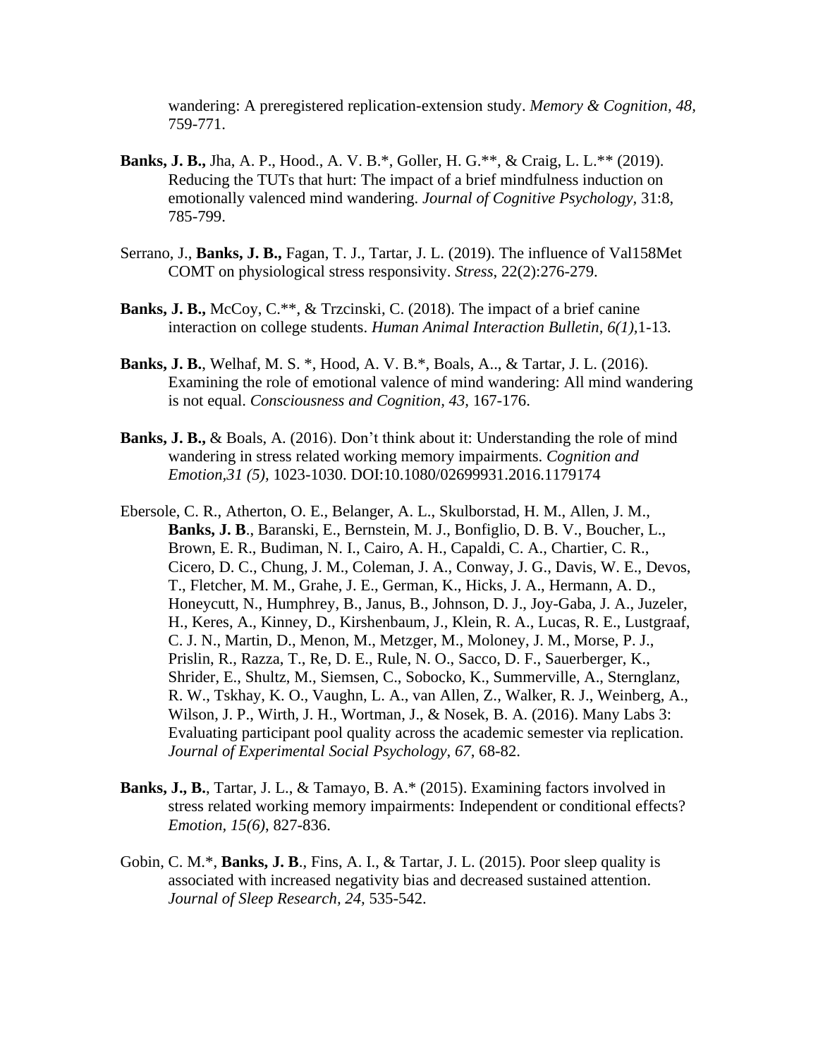wandering: A preregistered replication-extension study. *Memory & Cognition, 48,* 759-771.

**Banks, J. B.,** Jha, A. P., Hood., A. V. B.*, Goller, H. G.**, & Craig, L. L.** (2019). Reducing the TUTs that hurt: The impact of a brief mindfulness induction on emotionally valenced mind wandering. *Journal of Cognitive Psychology,* 31:8, 785-799.

Serrano, J., **Banks, J. B.,** Fagan, T. J., Tartar, J. L. (2019). The influence of Val158Met COMT on physiological stress responsivity. *Stress,* 22(2):276-279.

**Banks, J. B.,** McCoy, C.**, & Trzcinski, C. (2018). The impact of a brief canine interaction on college students. *Human Animal Interaction Bulletin, 6(1),*1-13*.*

**Banks, J. B.**, Welhaf, M. S. *, Hood, A. V. B.*, Boals, A.., & Tartar, J. L. (2016). Examining the role of emotional valence of mind wandering: All mind wandering is not equal. *Consciousness and Cognition, 43,* 167-176.

**Banks, J. B.,** & Boals, A. (2016). Don't think about it: Understanding the role of mind wandering in stress related working memory impairments. *Cognition and Emotion,31 (5),* 1023-1030. DOI:10.1080/02699931.2016.1179174

Ebersole, C. R., Atherton, O. E., Belanger, A. L., Skulborstad, H. M., Allen, J. M., **Banks, J. B**., Baranski, E., Bernstein, M. J., Bonfiglio, D. B. V., Boucher, L., Brown, E. R., Budiman, N. I., Cairo, A. H., Capaldi, C. A., Chartier, C. R., Cicero, D. C., Chung, J. M., Coleman, J. A., Conway, J. G., Davis, W. E., Devos, T., Fletcher, M. M., Grahe, J. E., German, K., Hicks, J. A., Hermann, A. D., Honeycutt, N., Humphrey, B., Janus, B., Johnson, D. J., Joy-Gaba, J. A., Juzeler, H., Keres, A., Kinney, D., Kirshenbaum, J., Klein, R. A., Lucas, R. E., Lustgraaf, C. J. N., Martin, D., Menon, M., Metzger, M., Moloney, J. M., Morse, P. J., Prislin, R., Razza, T., Re, D. E., Rule, N. O., Sacco, D. F., Sauerberger, K., Shrider, E., Shultz, M., Siemsen, C., Sobocko, K., Summerville, A., Sternglanz, R. W., Tskhay, K. O., Vaughn, L. A., van Allen, Z., Walker, R. J., Weinberg, A., Wilson, J. P., Wirth, J. H., Wortman, J., & Nosek, B. A. (2016). Many Labs 3: Evaluating participant pool quality across the academic semester via replication. *Journal of Experimental Social Psychology*, *67*, 68-82.

**Banks, J., B.**, Tartar, J. L., & Tamayo, B. A.* (2015). Examining factors involved in stress related working memory impairments: Independent or conditional effects? *Emotion, 15(6),* 827-836.

Gobin, C. M.*, **Banks, J. B**., Fins, A. I., & Tartar, J. L. (2015). Poor sleep quality is associated with increased negativity bias and decreased sustained attention. *Journal of Sleep Research, 24,* 535-542.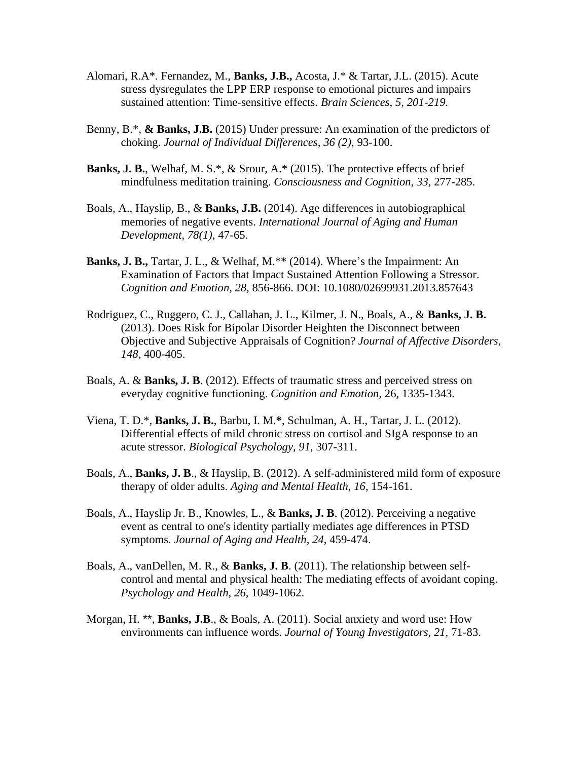Alomari, R.A*. Fernandez, M., **Banks, J.B.,** Acosta, J.* & Tartar, J.L. (2015). Acute stress dysregulates the LPP ERP response to emotional pictures and impairs sustained attention: Time-sensitive effects. *Brain Sciences, 5, 201-219.*

Benny, B.*, **& Banks, J.B.** (2015) Under pressure: An examination of the predictors of choking. *Journal of Individual Differences, 36 (2)*, 93-100.

**Banks, J. B.**, Welhaf, M. S.*, & Srour, A.* (2015). The protective effects of brief mindfulness meditation training. *Consciousness and Cognition, 33,* 277-285.

Boals, A., Hayslip, B., & **Banks, J.B.** (2014). Age differences in autobiographical memories of negative events. *International Journal of Aging and Human Development, 78(1)*, 47-65.

**Banks, J. B.,** Tartar, J. L., & Welhaf, M.** (2014). Where's the Impairment: An Examination of Factors that Impact Sustained Attention Following a Stressor. *Cognition and Emotion, 28,* 856-866. DOI: 10.1080/02699931.2013.857643

Rodriguez, C., Ruggero, C. J., Callahan, J. L., Kilmer, J. N., Boals, A., & **Banks, J. B.** (2013). Does Risk for Bipolar Disorder Heighten the Disconnect between Objective and Subjective Appraisals of Cognition? *Journal of Affective Disorders, 148*, 400-405.

Boals, A. & **Banks, J. B**. (2012). Effects of traumatic stress and perceived stress on everyday cognitive functioning. *Cognition and Emotion,* 26, 1335-1343.

Viena, T. D.*, **Banks, J. B.**, Barbu, I. M.**\***, Schulman, A. H., Tartar, J. L. (2012). Differential effects of mild chronic stress on cortisol and SIgA response to an acute stressor. *Biological Psychology, 91*, 307-311.

Boals, A., **Banks, J. B**., & Hayslip, B. (2012). A self-administered mild form of exposure therapy of older adults. *Aging and Mental Health, 16,* 154-161.

Boals, A., Hayslip Jr. B., Knowles, L., & **Banks, J. B**. (2012). Perceiving a negative event as central to one's identity partially mediates age differences in PTSD symptoms. *Journal of Aging and Health, 24*, 459-474.

Boals, A., vanDellen, M. R., & **Banks, J. B**. (2011). The relationship between self-control and mental and physical health: The mediating effects of avoidant coping. *Psychology and Health, 26,* 1049-1062.

Morgan, H. **, **Banks, J.B**., & Boals, A. (2011). Social anxiety and word use: How environments can influence words. *Journal of Young Investigators, 21*, 71-83.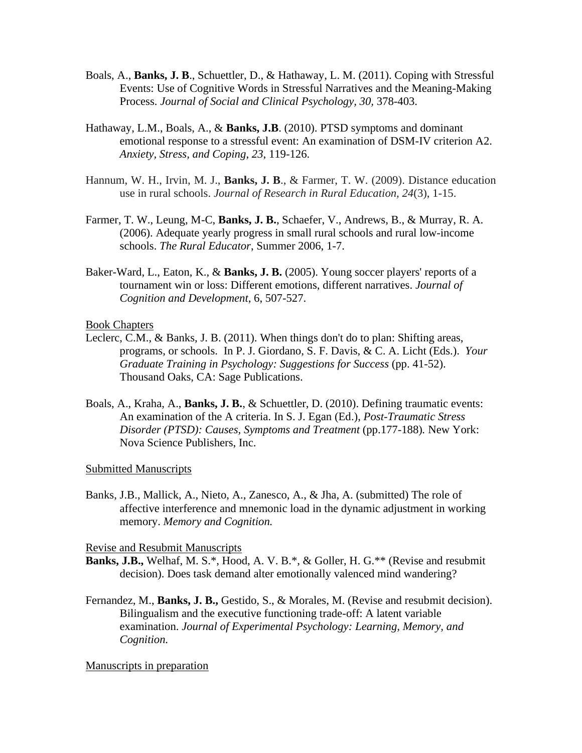Boals, A., **Banks, J. B**., Schuettler, D., & Hathaway, L. M. (2011). Coping with Stressful Events: Use of Cognitive Words in Stressful Narratives and the Meaning-Making Process. *Journal of Social and Clinical Psychology, 30*, 378-403.

Hathaway, L.M., Boals, A., & **Banks, J.B**. (2010). PTSD symptoms and dominant emotional response to a stressful event: An examination of DSM-IV criterion A2. *Anxiety, Stress, and Coping*, *23*, 119-126.

Hannum, W. H., Irvin, M. J., **Banks, J. B**., & Farmer, T. W. (2009). Distance education use in rural schools. *Journal of Research in Rural Education, 24*(3), 1-15.

Farmer, T. W., Leung, M-C, **Banks, J. B.**, Schaefer, V., Andrews, B., & Murray, R. A. (2006). Adequate yearly progress in small rural schools and rural low-income schools. *The Rural Educator*, Summer 2006, 1-7.

Baker-Ward, L., Eaton, K., & **Banks, J. B.** (2005). Young soccer players' reports of a tournament win or loss: Different emotions, different narratives. *Journal of Cognition and Development*, 6, 507-527.

<u>Book Chapters</u>

Leclerc, C.M., & Banks, J. B. (2011). When things don't do to plan: Shifting areas, programs, or schools. In P. J. Giordano, S. F. Davis, & C. A. Licht (Eds.). *Your Graduate Training in Psychology: Suggestions for Success* (pp. 41-52). Thousand Oaks, CA: Sage Publications.

Boals, A., Kraha, A., **Banks, J. B.**, & Schuettler, D. (2010). Defining traumatic events: An examination of the A criteria. In S. J. Egan (Ed.), *Post-Traumatic Stress Disorder (PTSD): Causes, Symptoms and Treatment* (pp.177-188)*.* New York: Nova Science Publishers, Inc.

<u>Submitted Manuscripts</u>

Banks, J.B., Mallick, A., Nieto, A., Zanesco, A., & Jha, A. (submitted) The role of affective interference and mnemonic load in the dynamic adjustment in working memory. *Memory and Cognition.*

<u>Revise and Resubmit Manuscripts</u>

**Banks, J.B.,** Welhaf, M. S.*, Hood, A. V. B.*, & Goller, H. G.** (Revise and resubmit decision). Does task demand alter emotionally valenced mind wandering?

Fernandez, M., **Banks, J. B.,** Gestido, S., & Morales, M. (Revise and resubmit decision). Bilingualism and the executive functioning trade-off: A latent variable examination. *Journal of Experimental Psychology: Learning, Memory, and Cognition.*

<u>Manuscripts in preparation</u>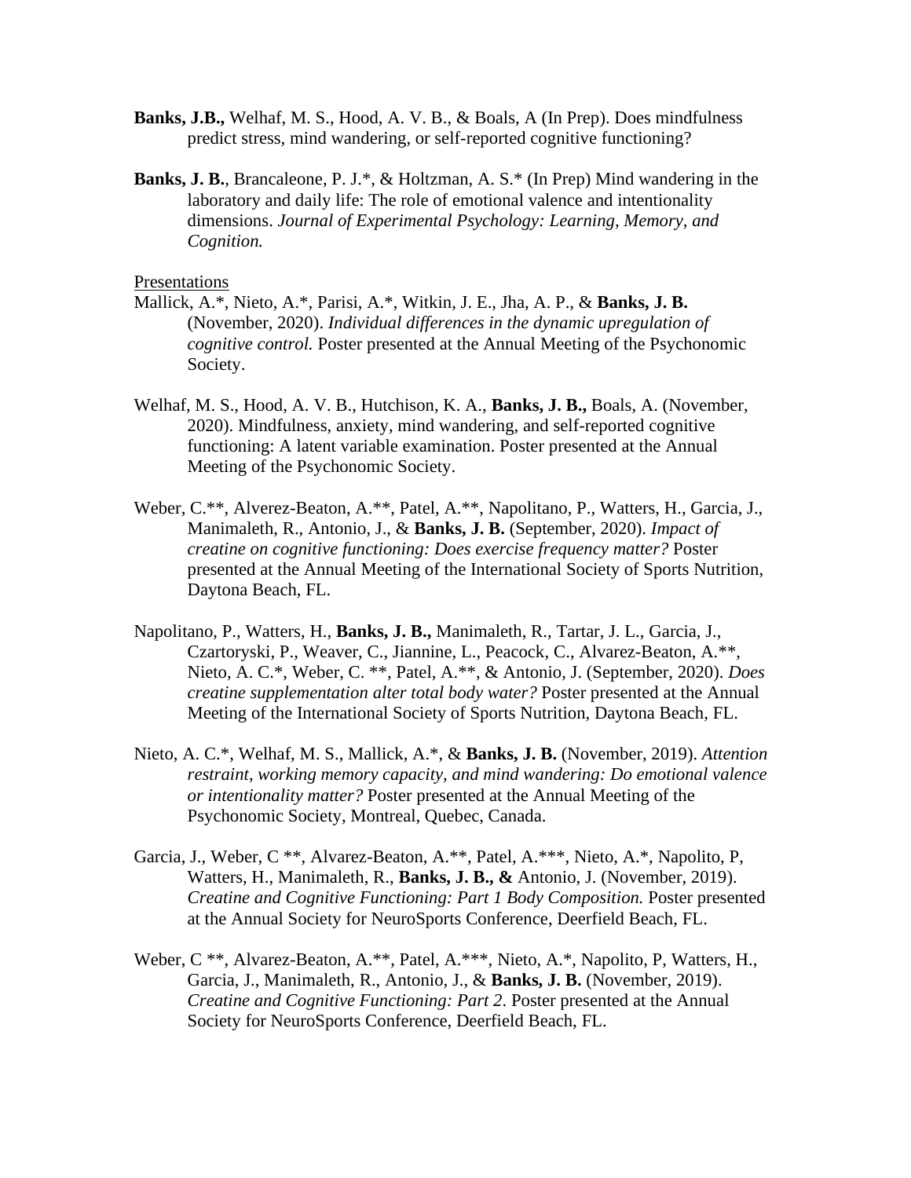**Banks, J.B.,** Welhaf, M. S., Hood, A. V. B., & Boals, A (In Prep). Does mindfulness predict stress, mind wandering, or self-reported cognitive functioning?

**Banks, J. B.**, Brancaleone, P. J.*, & Holtzman, A. S.* (In Prep) Mind wandering in the laboratory and daily life: The role of emotional valence and intentionality dimensions. *Journal of Experimental Psychology: Learning, Memory, and Cognition.*

<u>Presentations</u>

Mallick, A.*, Nieto, A.*, Parisi, A.*, Witkin, J. E., Jha, A. P., & **Banks, J. B.** (November, 2020). *Individual differences in the dynamic upregulation of cognitive control.* Poster presented at the Annual Meeting of the Psychonomic Society.

Welhaf, M. S., Hood, A. V. B., Hutchison, K. A., **Banks, J. B.,** Boals, A. (November, 2020). Mindfulness, anxiety, mind wandering, and self-reported cognitive functioning: A latent variable examination. Poster presented at the Annual Meeting of the Psychonomic Society.

Weber, C.**, Alverez-Beaton, A.**, Patel, A.**, Napolitano, P., Watters, H., Garcia, J., Manimaleth, R., Antonio, J., & **Banks, J. B.** (September, 2020). *Impact of creatine on cognitive functioning: Does exercise frequency matter?* Poster presented at the Annual Meeting of the International Society of Sports Nutrition, Daytona Beach, FL.

Napolitano, P., Watters, H., **Banks, J. B.,** Manimaleth, R., Tartar, J. L., Garcia, J., Czartoryski, P., Weaver, C., Jiannine, L., Peacock, C., Alvarez-Beaton, A.**, Nieto, A. C.*, Weber, C. **, Patel, A.**, & Antonio, J. (September, 2020). *Does creatine supplementation alter total body water?* Poster presented at the Annual Meeting of the International Society of Sports Nutrition, Daytona Beach, FL.

Nieto, A. C.*, Welhaf, M. S., Mallick, A.*, & **Banks, J. B.** (November, 2019). *Attention restraint, working memory capacity, and mind wandering: Do emotional valence or intentionality matter?* Poster presented at the Annual Meeting of the Psychonomic Society, Montreal, Quebec, Canada.

Garcia, J., Weber, C **, Alvarez-Beaton, A.**, Patel, A.***, Nieto, A.*, Napolito, P, Watters, H., Manimaleth, R., **Banks, J. B., &** Antonio, J. (November, 2019). *Creatine and Cognitive Functioning: Part 1 Body Composition.* Poster presented at the Annual Society for NeuroSports Conference, Deerfield Beach, FL.

Weber, C **, Alvarez-Beaton, A.**, Patel, A.***, Nieto, A.*, Napolito, P, Watters, H., Garcia, J., Manimaleth, R., Antonio, J., & **Banks, J. B.** (November, 2019). *Creatine and Cognitive Functioning: Part 2*. Poster presented at the Annual Society for NeuroSports Conference, Deerfield Beach, FL.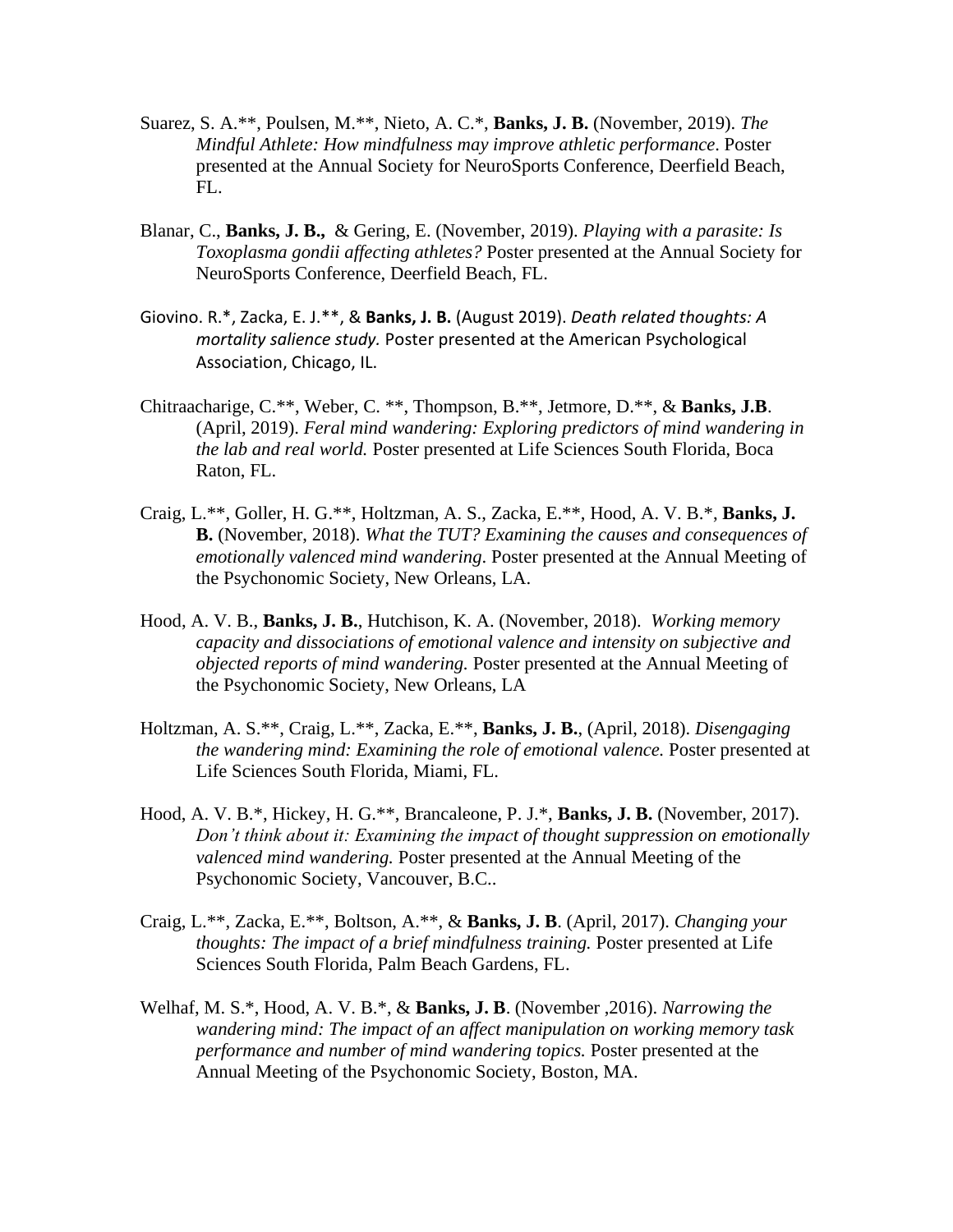Suarez, S. A.**, Poulsen, M.**, Nieto, A. C.*, **Banks, J. B.** (November, 2019). *The Mindful Athlete: How mindfulness may improve athletic performance*. Poster presented at the Annual Society for NeuroSports Conference, Deerfield Beach, FL.

Blanar, C., **Banks, J. B.,** & Gering, E. (November, 2019). *Playing with a parasite: Is Toxoplasma gondii affecting athletes?* Poster presented at the Annual Society for NeuroSports Conference, Deerfield Beach, FL.

Giovino. R.*, Zacka, E. J.**, & **Banks, J. B.** (August 2019). *Death related thoughts: A mortality salience study.* Poster presented at the American Psychological Association, Chicago, IL.

Chitraacharige, C.**, Weber, C. **, Thompson, B.**, Jetmore, D.**, & **Banks, J.B**. (April, 2019). *Feral mind wandering: Exploring predictors of mind wandering in the lab and real world.* Poster presented at Life Sciences South Florida, Boca Raton, FL.

Craig, L.**, Goller, H. G.**, Holtzman, A. S., Zacka, E.**, Hood, A. V. B.*, **Banks, J. B.** (November, 2018). *What the TUT? Examining the causes and consequences of emotionally valenced mind wandering*. Poster presented at the Annual Meeting of the Psychonomic Society, New Orleans, LA.

Hood, A. V. B., **Banks, J. B.**, Hutchison, K. A. (November, 2018). *Working memory capacity and dissociations of emotional valence and intensity on subjective and objected reports of mind wandering.* Poster presented at the Annual Meeting of the Psychonomic Society, New Orleans, LA

Holtzman, A. S.**, Craig, L.**, Zacka, E.**, **Banks, J. B.**, (April, 2018). *Disengaging the wandering mind: Examining the role of emotional valence.* Poster presented at Life Sciences South Florida, Miami, FL.

Hood, A. V. B.*, Hickey, H. G.**, Brancaleone, P. J.*, **Banks, J. B.** (November, 2017). *Don't think about it: Examining the impact of thought suppression on emotionally valenced mind wandering.* Poster presented at the Annual Meeting of the Psychonomic Society, Vancouver, B.C..

Craig, L.**, Zacka, E.**, Boltson, A.**, & **Banks, J. B**. (April, 2017). *Changing your thoughts: The impact of a brief mindfulness training.* Poster presented at Life Sciences South Florida, Palm Beach Gardens, FL.

Welhaf, M. S.*, Hood, A. V. B.*, & **Banks, J. B**. (November ,2016). *Narrowing the wandering mind: The impact of an affect manipulation on working memory task performance and number of mind wandering topics.* Poster presented at the Annual Meeting of the Psychonomic Society, Boston, MA.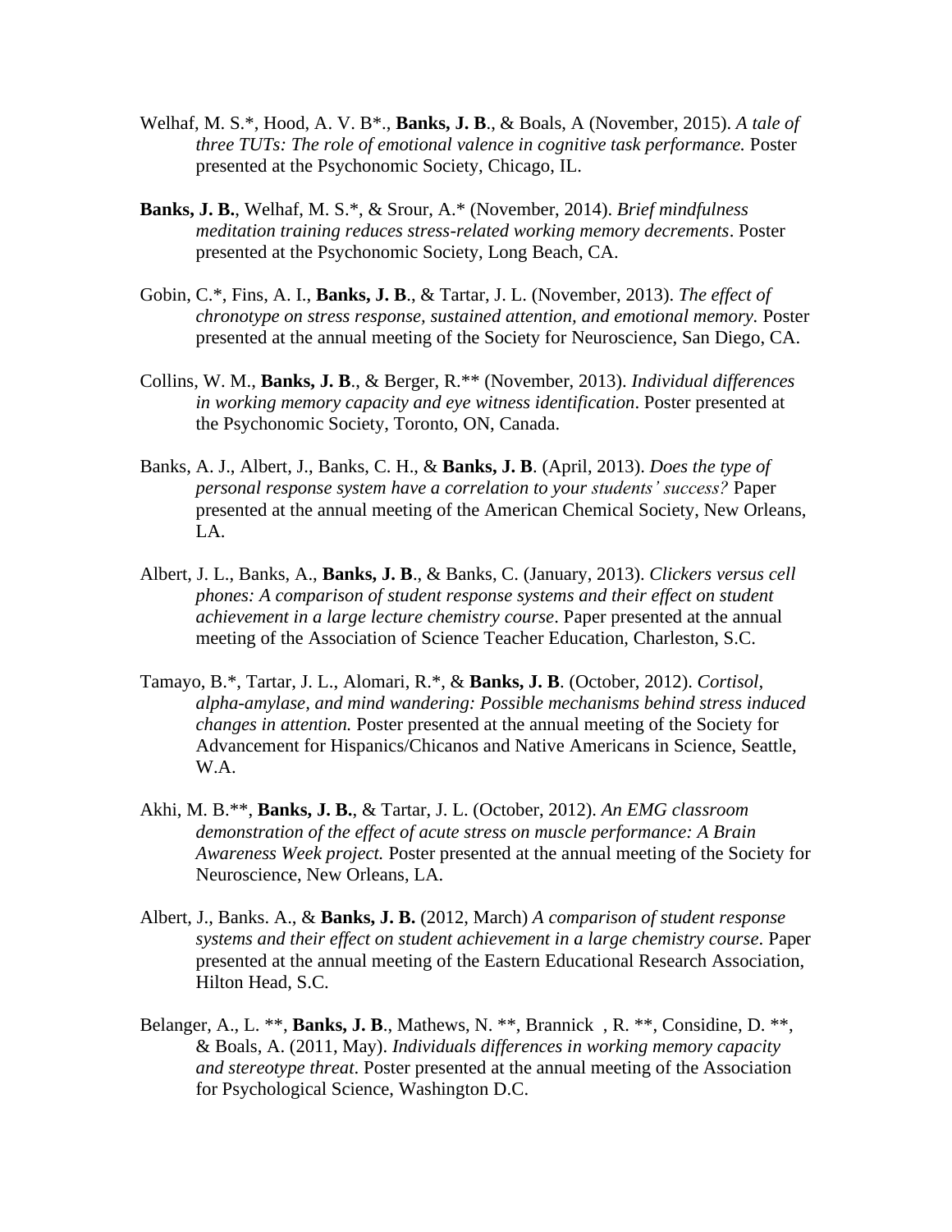Welhaf, M. S.*, Hood, A. V. B*., **Banks, J. B**., & Boals, A (November, 2015). *A tale of three TUTs: The role of emotional valence in cognitive task performance.* Poster presented at the Psychonomic Society, Chicago, IL.

**Banks, J. B.**, Welhaf, M. S.*, & Srour, A.* (November, 2014). *Brief mindfulness meditation training reduces stress-related working memory decrements*. Poster presented at the Psychonomic Society, Long Beach, CA.

Gobin, C.*, Fins, A. I., **Banks, J. B**., & Tartar, J. L. (November, 2013). *The effect of chronotype on stress response, sustained attention, and emotional memory*. Poster presented at the annual meeting of the Society for Neuroscience, San Diego, CA.

Collins, W. M., **Banks, J. B**., & Berger, R.** (November, 2013). *Individual differences in working memory capacity and eye witness identification*. Poster presented at the Psychonomic Society, Toronto, ON, Canada.

Banks, A. J., Albert, J., Banks, C. H., & **Banks, J. B**. (April, 2013). *Does the type of personal response system have a correlation to your students' success?* Paper presented at the annual meeting of the American Chemical Society, New Orleans, LA.

Albert, J. L., Banks, A., **Banks, J. B**., & Banks, C. (January, 2013). *Clickers versus cell phones: A comparison of student response systems and their effect on student achievement in a large lecture chemistry course*. Paper presented at the annual meeting of the Association of Science Teacher Education, Charleston, S.C.

Tamayo, B.*, Tartar, J. L., Alomari, R.*, & **Banks, J. B**. (October, 2012). *Cortisol, alpha-amylase, and mind wandering: Possible mechanisms behind stress induced changes in attention.* Poster presented at the annual meeting of the Society for Advancement for Hispanics/Chicanos and Native Americans in Science, Seattle, W.A.

Akhi, M. B.**, **Banks, J. B.**, & Tartar, J. L. (October, 2012). *An EMG classroom demonstration of the effect of acute stress on muscle performance: A Brain Awareness Week project.* Poster presented at the annual meeting of the Society for Neuroscience, New Orleans, LA.

Albert, J., Banks. A., & **Banks, J. B.** (2012, March) *A comparison of student response systems and their effect on student achievement in a large chemistry course*. Paper presented at the annual meeting of the Eastern Educational Research Association, Hilton Head, S.C.

Belanger, A., L. **, **Banks, J. B**., Mathews, N. **, Brannick , R. **, Considine, D. **, & Boals, A. (2011, May). *Individuals differences in working memory capacity and stereotype threat*. Poster presented at the annual meeting of the Association for Psychological Science, Washington D.C.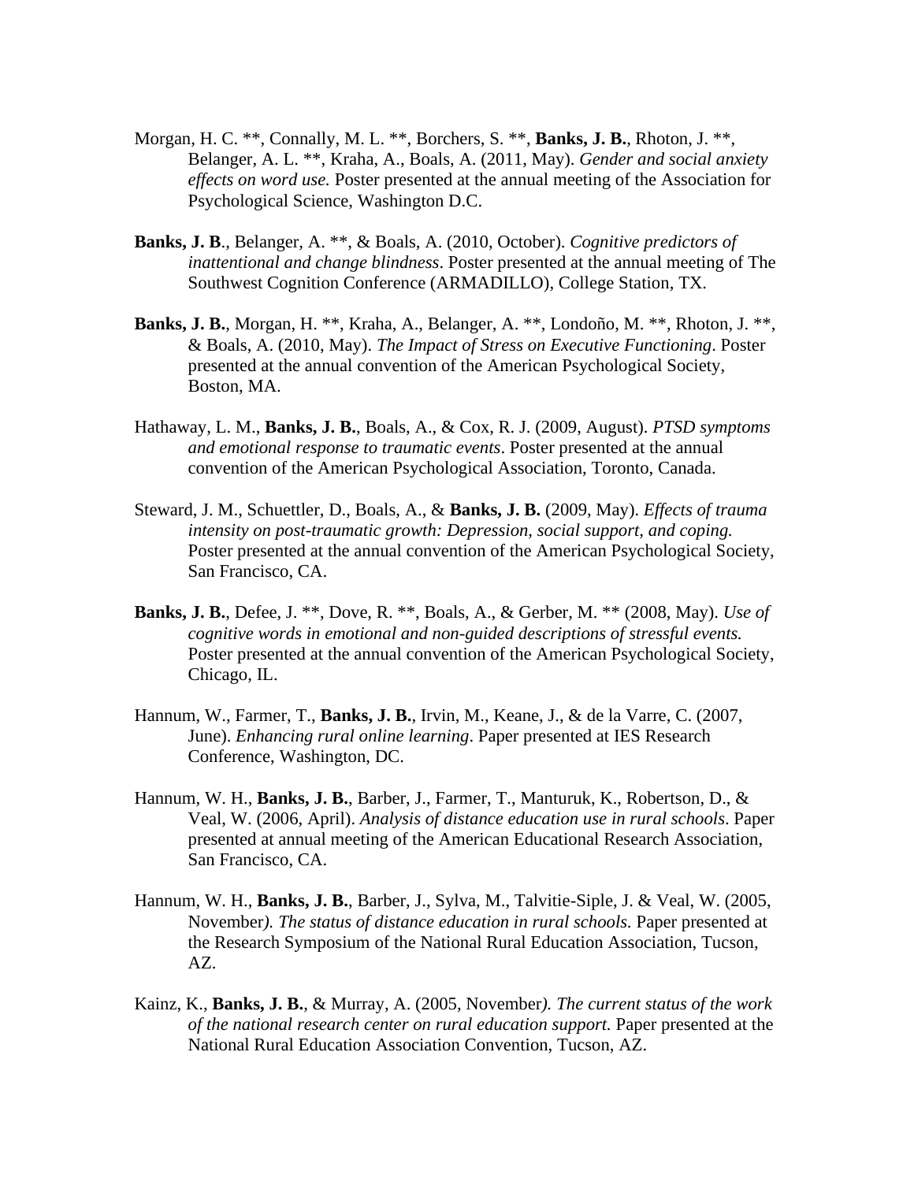Morgan, H. C. **, Connally, M. L. **, Borchers, S. **, **Banks, J. B.**, Rhoton, J. **, Belanger, A. L. **, Kraha, A., Boals, A. (2011, May). *Gender and social anxiety effects on word use.* Poster presented at the annual meeting of the Association for Psychological Science, Washington D.C.

**Banks, J. B**., Belanger, A. **, & Boals, A. (2010, October). *Cognitive predictors of inattentional and change blindness*. Poster presented at the annual meeting of The Southwest Cognition Conference (ARMADILLO), College Station, TX.

**Banks, J. B.**, Morgan, H. **, Kraha, A., Belanger, A. **, Londoño, M. **, Rhoton, J. **, & Boals, A. (2010, May). *The Impact of Stress on Executive Functioning*. Poster presented at the annual convention of the American Psychological Society, Boston, MA.

Hathaway, L. M., **Banks, J. B.**, Boals, A., & Cox, R. J. (2009, August). *PTSD symptoms and emotional response to traumatic events*. Poster presented at the annual convention of the American Psychological Association, Toronto, Canada.

Steward, J. M., Schuettler, D., Boals, A., & **Banks, J. B.** (2009, May). *Effects of trauma intensity on post-traumatic growth: Depression, social support, and coping.* Poster presented at the annual convention of the American Psychological Society, San Francisco, CA.

**Banks, J. B.**, Defee, J. **, Dove, R. **, Boals, A., & Gerber, M. ** (2008, May). *Use of cognitive words in emotional and non-guided descriptions of stressful events.* Poster presented at the annual convention of the American Psychological Society, Chicago, IL.

Hannum, W., Farmer, T., **Banks, J. B.**, Irvin, M., Keane, J., & de la Varre, C. (2007, June). *Enhancing rural online learning*. Paper presented at IES Research Conference, Washington, DC.

Hannum, W. H., **Banks, J. B.**, Barber, J., Farmer, T., Manturuk, K., Robertson, D., & Veal, W. (2006, April). *Analysis of distance education use in rural schools*. Paper presented at annual meeting of the American Educational Research Association, San Francisco, CA.

Hannum, W. H., **Banks, J. B.**, Barber, J., Sylva, M., Talvitie-Siple, J. & Veal, W. (2005, November*). The status of distance education in rural schools.* Paper presented at the Research Symposium of the National Rural Education Association, Tucson, AZ.

Kainz, K., **Banks, J. B.**, & Murray, A. (2005, November*). The current status of the work of the national research center on rural education support.* Paper presented at the National Rural Education Association Convention, Tucson, AZ.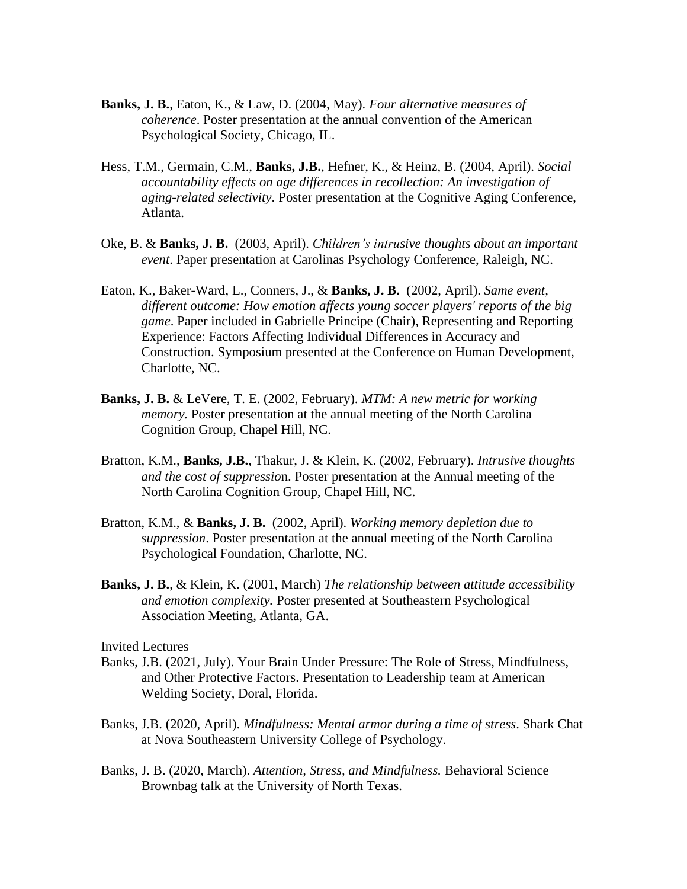**Banks, J. B.**, Eaton, K., & Law, D. (2004, May). *Four alternative measures of coherence*. Poster presentation at the annual convention of the American Psychological Society, Chicago, IL.

Hess, T.M., Germain, C.M., **Banks, J.B.**, Hefner, K., & Heinz, B. (2004, April). *Social accountability effects on age differences in recollection: An investigation of aging-related selectivity*. Poster presentation at the Cognitive Aging Conference, Atlanta.

Oke, B. & **Banks, J. B.** (2003, April). *Children's intrusive thoughts about an important event*. Paper presentation at Carolinas Psychology Conference, Raleigh, NC.

Eaton, K., Baker-Ward, L., Conners, J., & **Banks, J. B.** (2002, April). *Same event, different outcome: How emotion affects young soccer players' reports of the big game*. Paper included in Gabrielle Principe (Chair), Representing and Reporting Experience: Factors Affecting Individual Differences in Accuracy and Construction. Symposium presented at the Conference on Human Development, Charlotte, NC.

**Banks, J. B.** & LeVere, T. E. (2002, February). *MTM: A new metric for working memory.* Poster presentation at the annual meeting of the North Carolina Cognition Group, Chapel Hill, NC.

Bratton, K.M., **Banks, J.B.**, Thakur, J. & Klein, K. (2002, February). *Intrusive thoughts and the cost of suppressio*n. Poster presentation at the Annual meeting of the North Carolina Cognition Group, Chapel Hill, NC.

Bratton, K.M., & **Banks, J. B.** (2002, April). *Working memory depletion due to suppression*. Poster presentation at the annual meeting of the North Carolina Psychological Foundation, Charlotte, NC.

**Banks, J. B.**, & Klein, K. (2001, March) *The relationship between attitude accessibility and emotion complexity.* Poster presented at Southeastern Psychological Association Meeting, Atlanta, GA.

<u>Invited Lectures</u>

Banks, J.B. (2021, July). Your Brain Under Pressure: The Role of Stress, Mindfulness, and Other Protective Factors. Presentation to Leadership team at American Welding Society, Doral, Florida.

Banks, J.B. (2020, April). *Mindfulness: Mental armor during a time of stress*. Shark Chat at Nova Southeastern University College of Psychology.

Banks, J. B. (2020, March). *Attention, Stress, and Mindfulness.* Behavioral Science Brownbag talk at the University of North Texas.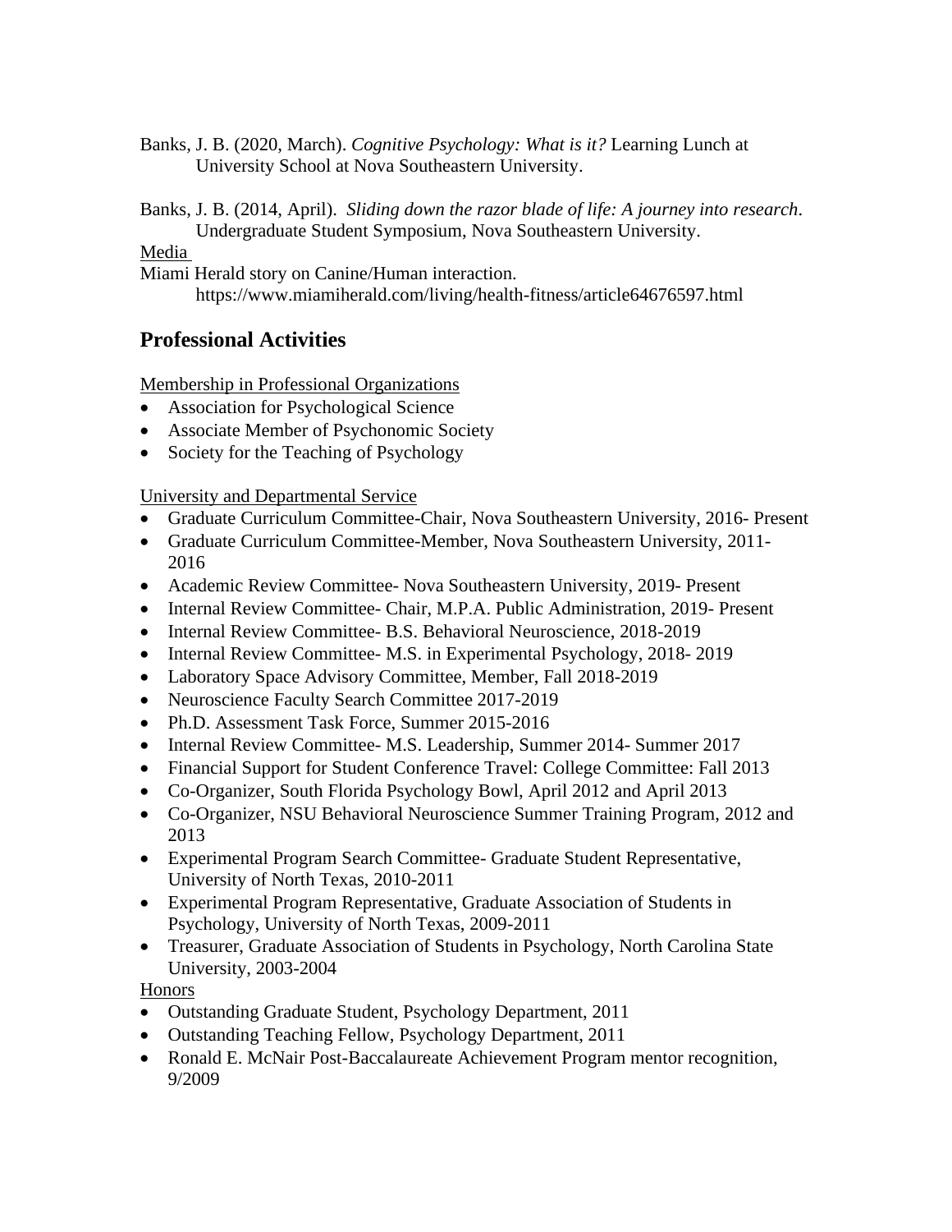Banks, J. B. (2020, March). *Cognitive Psychology: What is it?* Learning Lunch at University School at Nova Southeastern University.

Banks, J. B. (2014, April). *Sliding down the razor blade of life: A journey into research*. Undergraduate Student Symposium, Nova Southeastern University.

Media

Miami Herald story on Canine/Human interaction. https://www.miamiherald.com/living/health-fitness/article64676597.html

## Professional Activities

Membership in Professional Organizations

- Association for Psychological Science
- Associate Member of Psychonomic Society
- Society for the Teaching of Psychology

University and Departmental Service

- Graduate Curriculum Committee-Chair, Nova Southeastern University, 2016- Present
- Graduate Curriculum Committee-Member, Nova Southeastern University, 2011-2016
- Academic Review Committee- Nova Southeastern University, 2019- Present
- Internal Review Committee- Chair, M.P.A. Public Administration, 2019- Present
- Internal Review Committee- B.S. Behavioral Neuroscience, 2018-2019
- Internal Review Committee- M.S. in Experimental Psychology, 2018- 2019
- Laboratory Space Advisory Committee, Member, Fall 2018-2019
- Neuroscience Faculty Search Committee 2017-2019
- Ph.D. Assessment Task Force, Summer 2015-2016
- Internal Review Committee- M.S. Leadership, Summer 2014- Summer 2017
- Financial Support for Student Conference Travel: College Committee: Fall 2013
- Co-Organizer, South Florida Psychology Bowl, April 2012 and April 2013
- Co-Organizer, NSU Behavioral Neuroscience Summer Training Program, 2012 and 2013
- Experimental Program Search Committee- Graduate Student Representative, University of North Texas, 2010-2011
- Experimental Program Representative, Graduate Association of Students in Psychology, University of North Texas, 2009-2011
- Treasurer, Graduate Association of Students in Psychology, North Carolina State University, 2003-2004

Honors

- Outstanding Graduate Student, Psychology Department, 2011
- Outstanding Teaching Fellow, Psychology Department, 2011
- Ronald E. McNair Post-Baccalaureate Achievement Program mentor recognition, 9/2009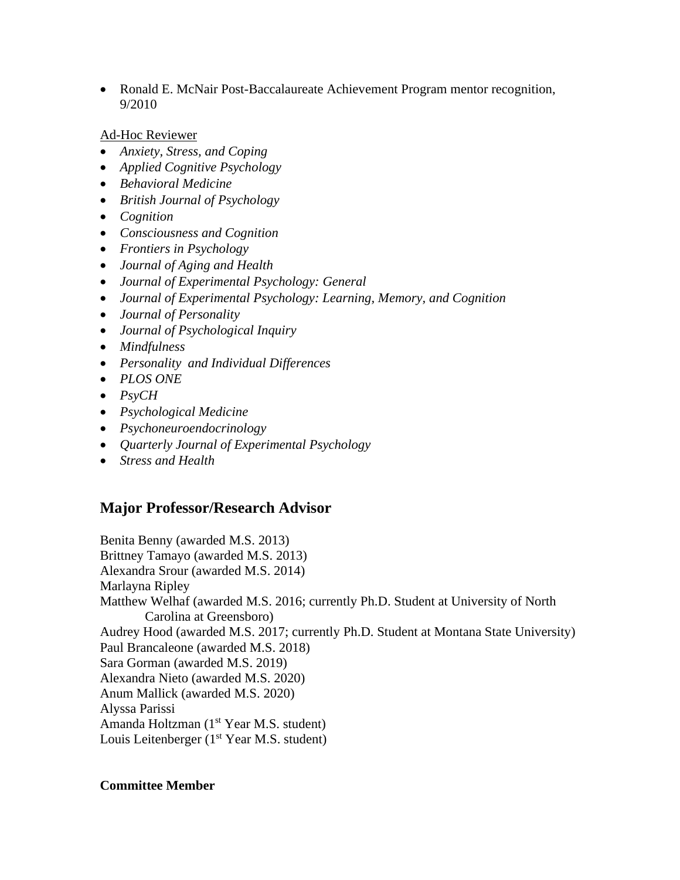- Ronald E. McNair Post-Baccalaureate Achievement Program mentor recognition, 9/2010

Ad-Hoc Reviewer

- *Anxiety, Stress, and Coping*
- *Applied Cognitive Psychology*
- *Behavioral Medicine*
- *British Journal of Psychology*
- *Cognition*
- *Consciousness and Cognition*
- *Frontiers in Psychology*
- *Journal of Aging and Health*
- *Journal of Experimental Psychology: General*
- *Journal of Experimental Psychology: Learning, Memory, and Cognition*
- *Journal of Personality*
- *Journal of Psychological Inquiry*
- *Mindfulness*
- *Personality and Individual Differences*
- *PLOS ONE*
- *PsyCH*
- *Psychological Medicine*
- *Psychoneuroendocrinology*
- *Quarterly Journal of Experimental Psychology*
- *Stress and Health*

## Major Professor/Research Advisor

Benita Benny (awarded M.S. 2013)
Brittney Tamayo (awarded M.S. 2013)
Alexandra Srour (awarded M.S. 2014)
Marlayna Ripley
Matthew Welhaf (awarded M.S. 2016; currently Ph.D. Student at University of North Carolina at Greensboro)
Audrey Hood (awarded M.S. 2017; currently Ph.D. Student at Montana State University)
Paul Brancaleone (awarded M.S. 2018)
Sara Gorman (awarded M.S. 2019)
Alexandra Nieto (awarded M.S. 2020)
Anum Mallick (awarded M.S. 2020)
Alyssa Parissi
Amanda Holtzman (1st Year M.S. student)
Louis Leitenberger (1st Year M.S. student)

**Committee Member**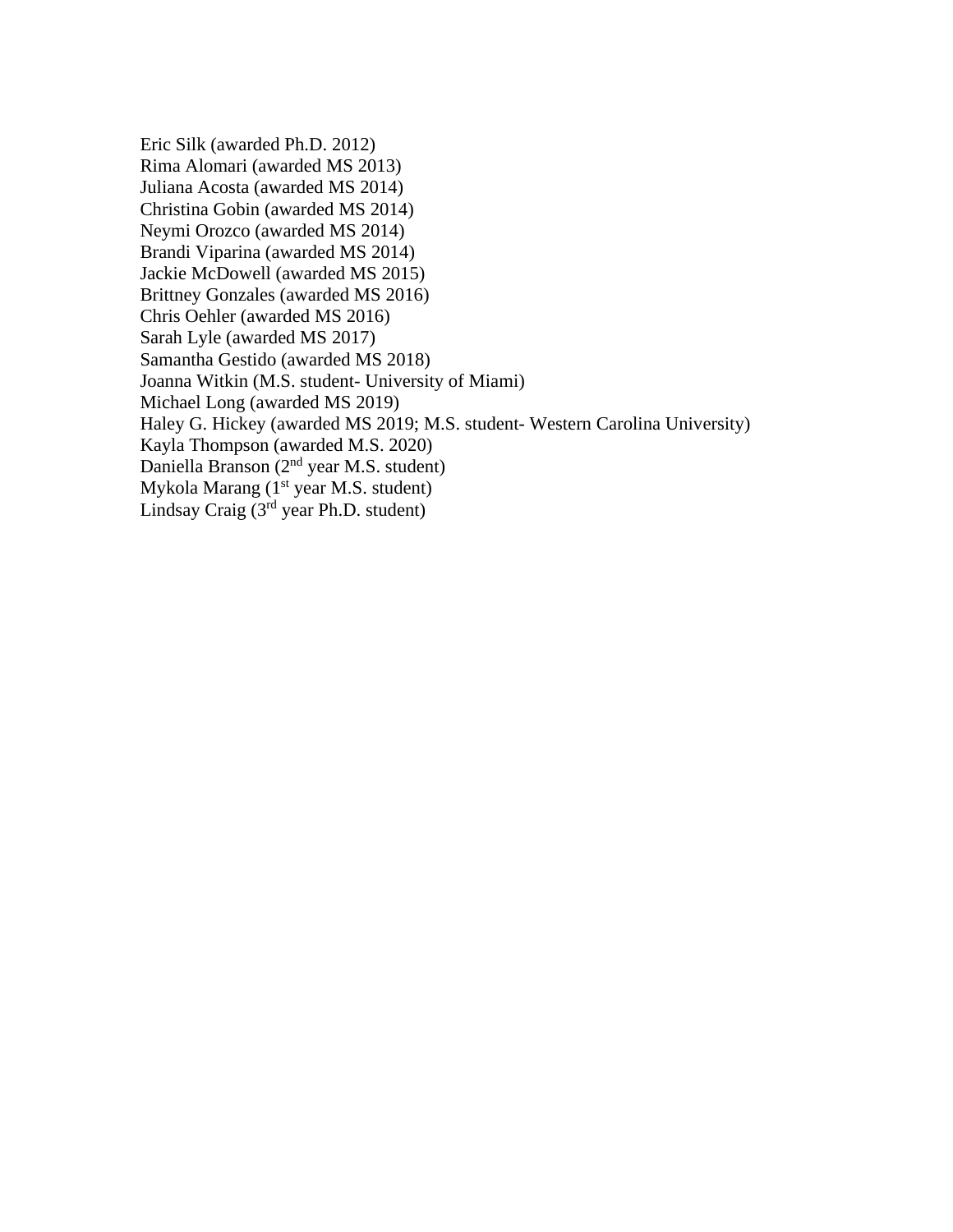Eric Silk (awarded Ph.D. 2012)
Rima Alomari (awarded MS 2013)
Juliana Acosta (awarded MS 2014)
Christina Gobin (awarded MS 2014)
Neymi Orozco (awarded MS 2014)
Brandi Viparina (awarded MS 2014)
Jackie McDowell (awarded MS 2015)
Brittney Gonzales (awarded MS 2016)
Chris Oehler (awarded MS 2016)
Sarah Lyle (awarded MS 2017)
Samantha Gestido (awarded MS 2018)
Joanna Witkin (M.S. student- University of Miami)
Michael Long (awarded MS 2019)
Haley G. Hickey (awarded MS 2019; M.S. student- Western Carolina University)
Kayla Thompson (awarded M.S. 2020)
Daniella Branson (2nd year M.S. student)
Mykola Marang (1st year M.S. student)
Lindsay Craig (3rd year Ph.D. student)